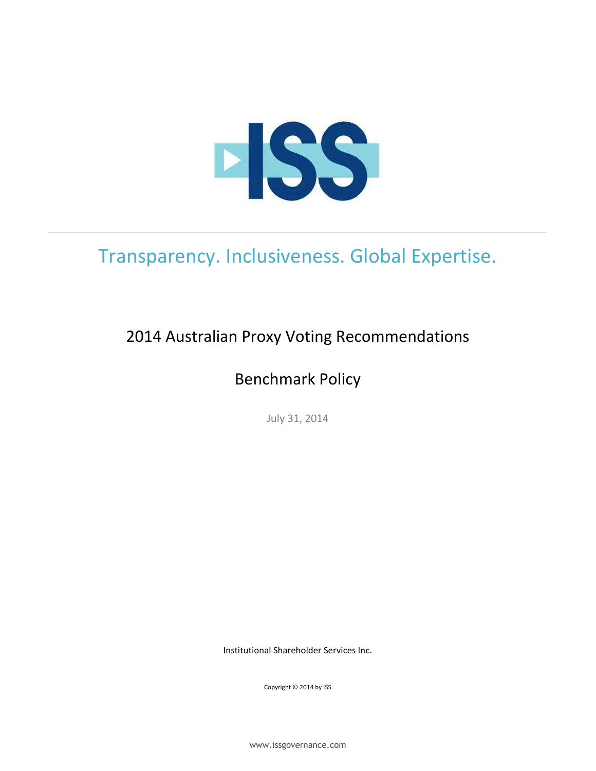ISS

Transparency. Inclusiveness. Global Expertise.

# 2014 Australian Proxy Voting Recommendations

## Benchmark Policy

July 31, 2014

Institutional Shareholder Services Inc.

Copyright © 2014 by ISS

www.issgovernance.com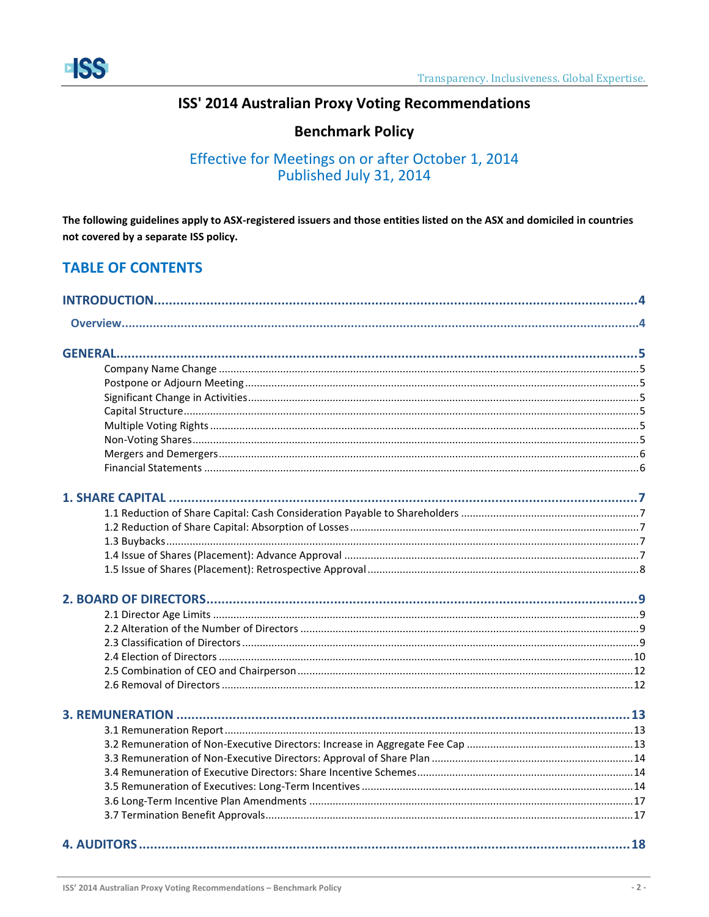# ISS' 2014 Australian Proxy Voting Recommendations

## Benchmark Policy

Effective for Meetings on or after October 1, 2014
Published July 31, 2014

**The following guidelines apply to ASX-registered issuers and those entities listed on the ASX and domiciled in countries not covered by a separate ISS policy.**

## TABLE OF CONTENTS

**INTRODUCTION** ..... 4
- Overview ..... 4

**GENERAL** ..... 5
- Company Name Change ..... 5
- Postpone or Adjourn Meeting ..... 5
- Significant Change in Activities ..... 5
- Capital Structure ..... 5
- Multiple Voting Rights ..... 5
- Non-Voting Shares ..... 5
- Mergers and Demergers ..... 6
- Financial Statements ..... 6

**1. SHARE CAPITAL** ..... 7
- 1.1 Reduction of Share Capital: Cash Consideration Payable to Shareholders ..... 7
- 1.2 Reduction of Share Capital: Absorption of Losses ..... 7
- 1.3 Buybacks ..... 7
- 1.4 Issue of Shares (Placement): Advance Approval ..... 7
- 1.5 Issue of Shares (Placement): Retrospective Approval ..... 8

**2. BOARD OF DIRECTORS** ..... 9
- 2.1 Director Age Limits ..... 9
- 2.2 Alteration of the Number of Directors ..... 9
- 2.3 Classification of Directors ..... 9
- 2.4 Election of Directors ..... 10
- 2.5 Combination of CEO and Chairperson ..... 12
- 2.6 Removal of Directors ..... 12

**3. REMUNERATION** ..... 13
- 3.1 Remuneration Report ..... 13
- 3.2 Remuneration of Non-Executive Directors: Increase in Aggregate Fee Cap ..... 13
- 3.3 Remuneration of Non-Executive Directors: Approval of Share Plan ..... 14
- 3.4 Remuneration of Executive Directors: Share Incentive Schemes ..... 14
- 3.5 Remuneration of Executives: Long-Term Incentives ..... 14
- 3.6 Long-Term Incentive Plan Amendments ..... 17
- 3.7 Termination Benefit Approvals ..... 17

**4. AUDITORS** ..... 18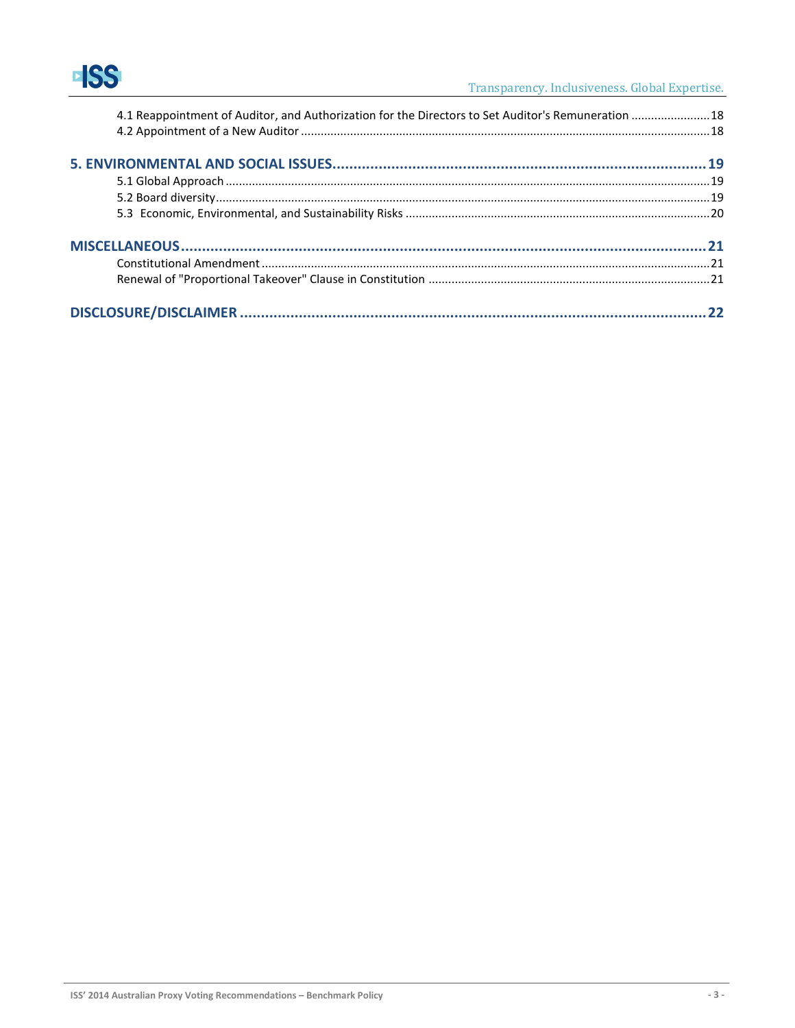4.1 Reappointment of Auditor, and Authorization for the Directors to Set Auditor's Remuneration ........................ 18
4.2 Appointment of a New Auditor ........................................................................................................................... 18

**5. ENVIRONMENTAL AND SOCIAL ISSUES ........................................................................................ 19**

5.1 Global Approach ................................................................................................................................................. 19
5.2 Board diversity .................................................................................................................................................... 19
5.3 Economic, Environmental, and Sustainability Risks ............................................................................................ 20

**MISCELLANEOUS ........................................................................................................................ 21**

Constitutional Amendment ....................................................................................................................................... 21
Renewal of "Proportional Takeover" Clause in Constitution .................................................................................... 21

**DISCLOSURE/DISCLAIMER ............................................................................................................ 22**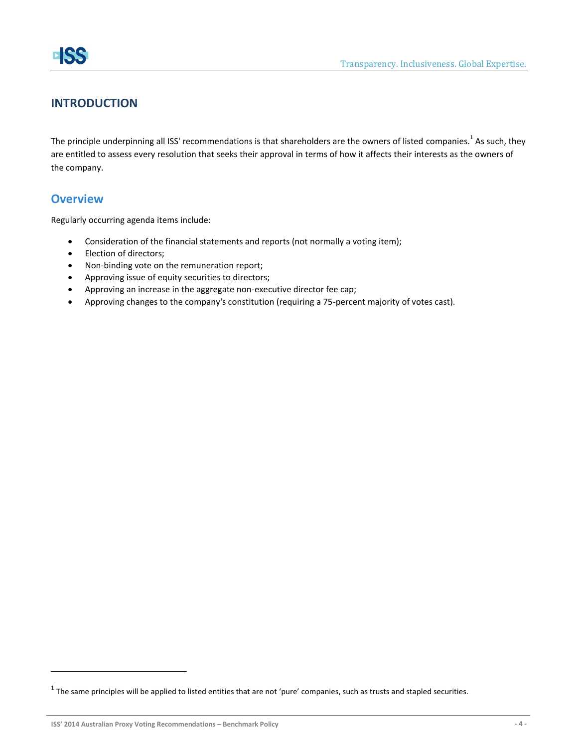# INTRODUCTION

The principle underpinning all ISS' recommendations is that shareholders are the owners of listed companies.[1] As such, they are entitled to assess every resolution that seeks their approval in terms of how it affects their interests as the owners of the company.

## Overview

Regularly occurring agenda items include:

- Consideration of the financial statements and reports (not normally a voting item);
- Election of directors;
- Non-binding vote on the remuneration report;
- Approving issue of equity securities to directors;
- Approving an increase in the aggregate non-executive director fee cap;
- Approving changes to the company's constitution (requiring a 75-percent majority of votes cast).

[1] The same principles will be applied to listed entities that are not 'pure' companies, such as trusts and stapled securities.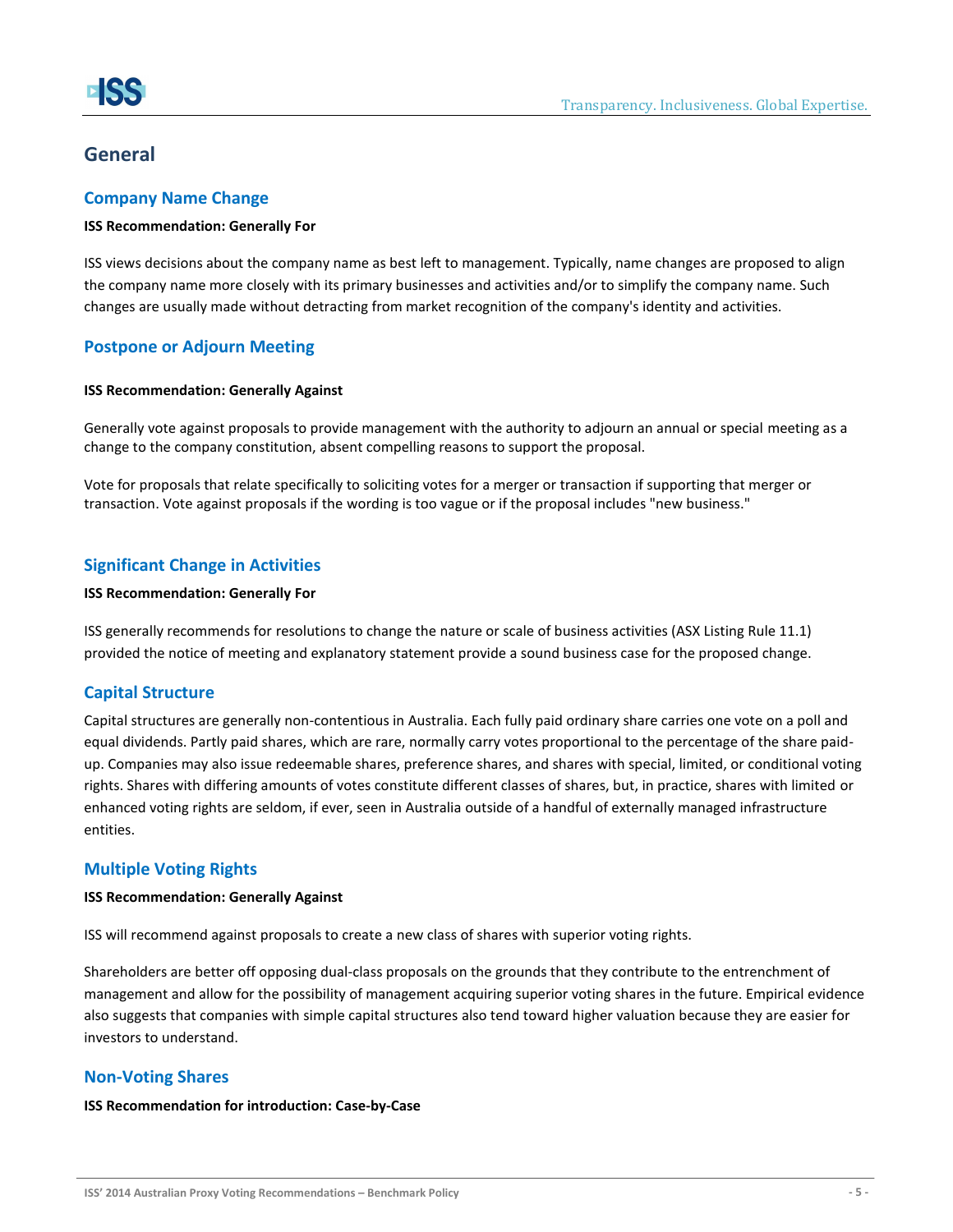## General

### Company Name Change

**ISS Recommendation: Generally For**

ISS views decisions about the company name as best left to management. Typically, name changes are proposed to align the company name more closely with its primary businesses and activities and/or to simplify the company name. Such changes are usually made without detracting from market recognition of the company's identity and activities.

### Postpone or Adjourn Meeting

**ISS Recommendation: Generally Against**

Generally vote against proposals to provide management with the authority to adjourn an annual or special meeting as a change to the company constitution, absent compelling reasons to support the proposal.

Vote for proposals that relate specifically to soliciting votes for a merger or transaction if supporting that merger or transaction. Vote against proposals if the wording is too vague or if the proposal includes "new business."

### Significant Change in Activities

**ISS Recommendation: Generally For**

ISS generally recommends for resolutions to change the nature or scale of business activities (ASX Listing Rule 11.1) provided the notice of meeting and explanatory statement provide a sound business case for the proposed change.

### Capital Structure

Capital structures are generally non-contentious in Australia. Each fully paid ordinary share carries one vote on a poll and equal dividends. Partly paid shares, which are rare, normally carry votes proportional to the percentage of the share paid-up. Companies may also issue redeemable shares, preference shares, and shares with special, limited, or conditional voting rights. Shares with differing amounts of votes constitute different classes of shares, but, in practice, shares with limited or enhanced voting rights are seldom, if ever, seen in Australia outside of a handful of externally managed infrastructure entities.

### Multiple Voting Rights

**ISS Recommendation: Generally Against**

ISS will recommend against proposals to create a new class of shares with superior voting rights.

Shareholders are better off opposing dual-class proposals on the grounds that they contribute to the entrenchment of management and allow for the possibility of management acquiring superior voting shares in the future. Empirical evidence also suggests that companies with simple capital structures also tend toward higher valuation because they are easier for investors to understand.

### Non-Voting Shares

**ISS Recommendation for introduction: Case-by-Case**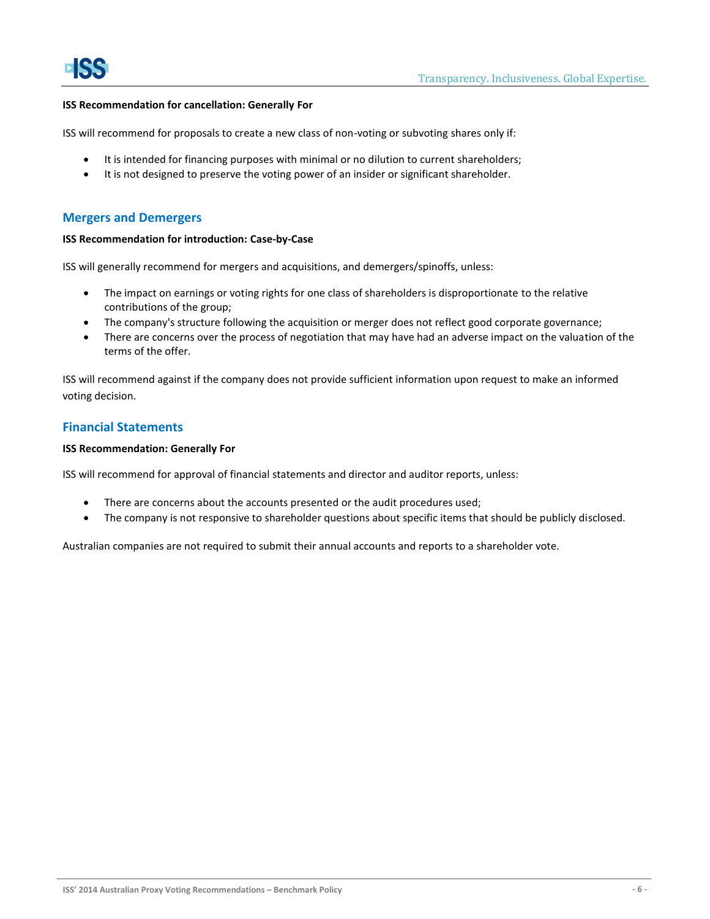**ISS Recommendation for cancellation: Generally For**

ISS will recommend for proposals to create a new class of non-voting or subvoting shares only if:

- It is intended for financing purposes with minimal or no dilution to current shareholders;
- It is not designed to preserve the voting power of an insider or significant shareholder.

## Mergers and Demergers

**ISS Recommendation for introduction: Case-by-Case**

ISS will generally recommend for mergers and acquisitions, and demergers/spinoffs, unless:

- The impact on earnings or voting rights for one class of shareholders is disproportionate to the relative contributions of the group;
- The company's structure following the acquisition or merger does not reflect good corporate governance;
- There are concerns over the process of negotiation that may have had an adverse impact on the valuation of the terms of the offer.

ISS will recommend against if the company does not provide sufficient information upon request to make an informed voting decision.

## Financial Statements

**ISS Recommendation: Generally For**

ISS will recommend for approval of financial statements and director and auditor reports, unless:

- There are concerns about the accounts presented or the audit procedures used;
- The company is not responsive to shareholder questions about specific items that should be publicly disclosed.

Australian companies are not required to submit their annual accounts and reports to a shareholder vote.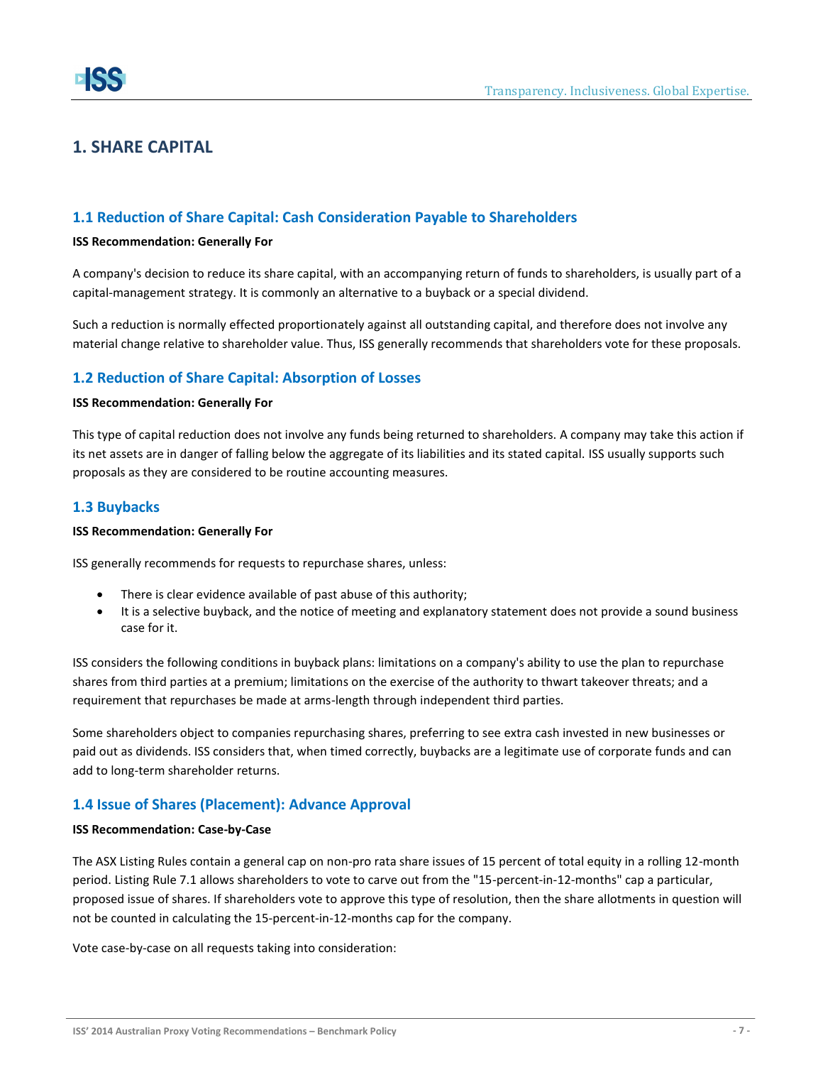# 1. SHARE CAPITAL

## 1.1 Reduction of Share Capital: Cash Consideration Payable to Shareholders

**ISS Recommendation: Generally For**

A company's decision to reduce its share capital, with an accompanying return of funds to shareholders, is usually part of a capital-management strategy. It is commonly an alternative to a buyback or a special dividend.

Such a reduction is normally effected proportionately against all outstanding capital, and therefore does not involve any material change relative to shareholder value. Thus, ISS generally recommends that shareholders vote for these proposals.

## 1.2 Reduction of Share Capital: Absorption of Losses

**ISS Recommendation: Generally For**

This type of capital reduction does not involve any funds being returned to shareholders. A company may take this action if its net assets are in danger of falling below the aggregate of its liabilities and its stated capital. ISS usually supports such proposals as they are considered to be routine accounting measures.

## 1.3 Buybacks

**ISS Recommendation: Generally For**

ISS generally recommends for requests to repurchase shares, unless:

- There is clear evidence available of past abuse of this authority;
- It is a selective buyback, and the notice of meeting and explanatory statement does not provide a sound business case for it.

ISS considers the following conditions in buyback plans: limitations on a company's ability to use the plan to repurchase shares from third parties at a premium; limitations on the exercise of the authority to thwart takeover threats; and a requirement that repurchases be made at arms-length through independent third parties.

Some shareholders object to companies repurchasing shares, preferring to see extra cash invested in new businesses or paid out as dividends. ISS considers that, when timed correctly, buybacks are a legitimate use of corporate funds and can add to long-term shareholder returns.

## 1.4 Issue of Shares (Placement): Advance Approval

**ISS Recommendation: Case-by-Case**

The ASX Listing Rules contain a general cap on non-pro rata share issues of 15 percent of total equity in a rolling 12-month period. Listing Rule 7.1 allows shareholders to vote to carve out from the "15-percent-in-12-months" cap a particular, proposed issue of shares. If shareholders vote to approve this type of resolution, then the share allotments in question will not be counted in calculating the 15-percent-in-12-months cap for the company.

Vote case-by-case on all requests taking into consideration: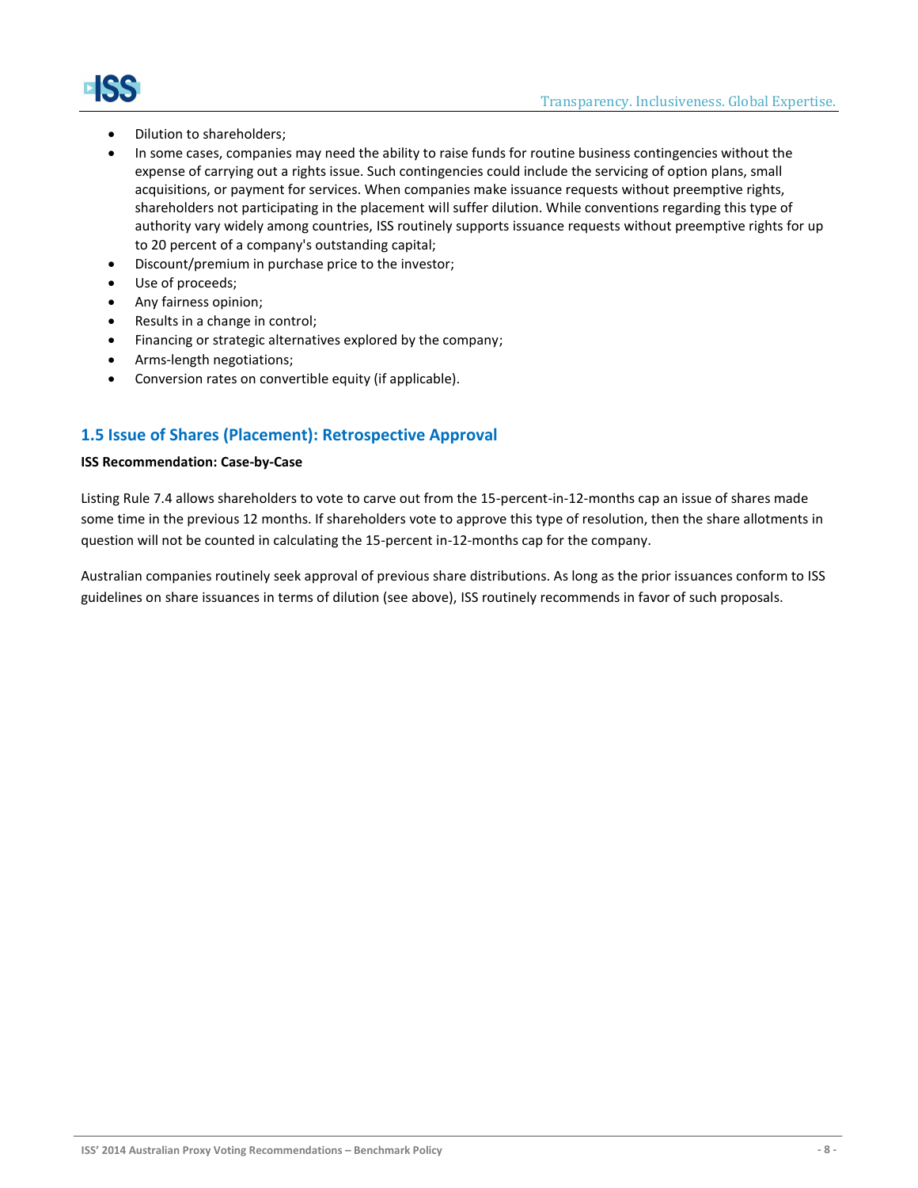- Dilution to shareholders;
- In some cases, companies may need the ability to raise funds for routine business contingencies without the expense of carrying out a rights issue. Such contingencies could include the servicing of option plans, small acquisitions, or payment for services. When companies make issuance requests without preemptive rights, shareholders not participating in the placement will suffer dilution. While conventions regarding this type of authority vary widely among countries, ISS routinely supports issuance requests without preemptive rights for up to 20 percent of a company's outstanding capital;
- Discount/premium in purchase price to the investor;
- Use of proceeds;
- Any fairness opinion;
- Results in a change in control;
- Financing or strategic alternatives explored by the company;
- Arms-length negotiations;
- Conversion rates on convertible equity (if applicable).

## 1.5 Issue of Shares (Placement): Retrospective Approval

**ISS Recommendation: Case-by-Case**

Listing Rule 7.4 allows shareholders to vote to carve out from the 15-percent-in-12-months cap an issue of shares made some time in the previous 12 months. If shareholders vote to approve this type of resolution, then the share allotments in question will not be counted in calculating the 15-percent in-12-months cap for the company.

Australian companies routinely seek approval of previous share distributions. As long as the prior issuances conform to ISS guidelines on share issuances in terms of dilution (see above), ISS routinely recommends in favor of such proposals.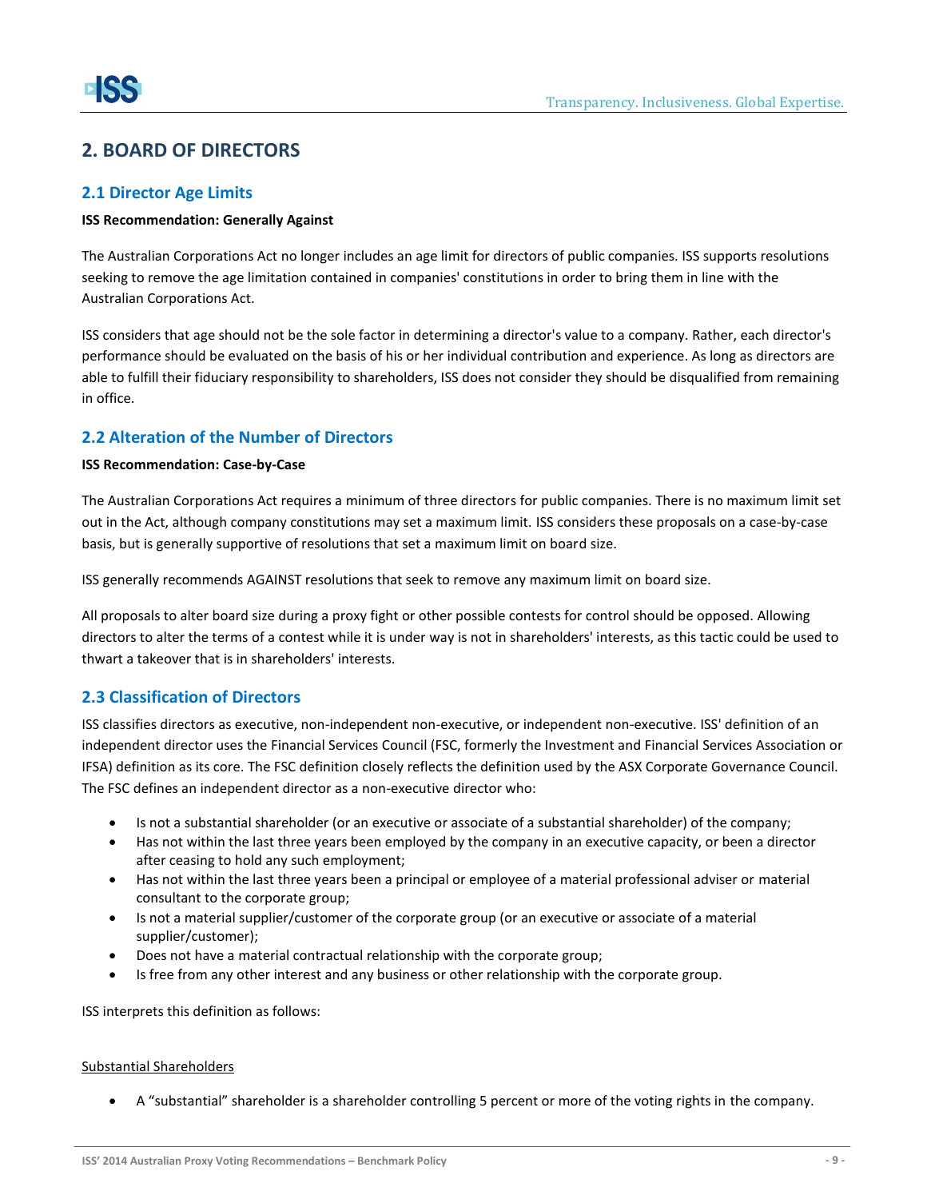## 2. BOARD OF DIRECTORS

### 2.1 Director Age Limits

**ISS Recommendation: Generally Against**

The Australian Corporations Act no longer includes an age limit for directors of public companies. ISS supports resolutions seeking to remove the age limitation contained in companies' constitutions in order to bring them in line with the Australian Corporations Act.

ISS considers that age should not be the sole factor in determining a director's value to a company. Rather, each director's performance should be evaluated on the basis of his or her individual contribution and experience. As long as directors are able to fulfill their fiduciary responsibility to shareholders, ISS does not consider they should be disqualified from remaining in office.

### 2.2 Alteration of the Number of Directors

**ISS Recommendation: Case-by-Case**

The Australian Corporations Act requires a minimum of three directors for public companies. There is no maximum limit set out in the Act, although company constitutions may set a maximum limit. ISS considers these proposals on a case-by-case basis, but is generally supportive of resolutions that set a maximum limit on board size.

ISS generally recommends AGAINST resolutions that seek to remove any maximum limit on board size.

All proposals to alter board size during a proxy fight or other possible contests for control should be opposed. Allowing directors to alter the terms of a contest while it is under way is not in shareholders' interests, as this tactic could be used to thwart a takeover that is in shareholders' interests.

### 2.3 Classification of Directors

ISS classifies directors as executive, non-independent non-executive, or independent non-executive. ISS' definition of an independent director uses the Financial Services Council (FSC, formerly the Investment and Financial Services Association or IFSA) definition as its core. The FSC definition closely reflects the definition used by the ASX Corporate Governance Council. The FSC defines an independent director as a non-executive director who:

- Is not a substantial shareholder (or an executive or associate of a substantial shareholder) of the company;
- Has not within the last three years been employed by the company in an executive capacity, or been a director after ceasing to hold any such employment;
- Has not within the last three years been a principal or employee of a material professional adviser or material consultant to the corporate group;
- Is not a material supplier/customer of the corporate group (or an executive or associate of a material supplier/customer);
- Does not have a material contractual relationship with the corporate group;
- Is free from any other interest and any business or other relationship with the corporate group.

ISS interprets this definition as follows:

<u>Substantial Shareholders</u>

- A "substantial" shareholder is a shareholder controlling 5 percent or more of the voting rights in the company.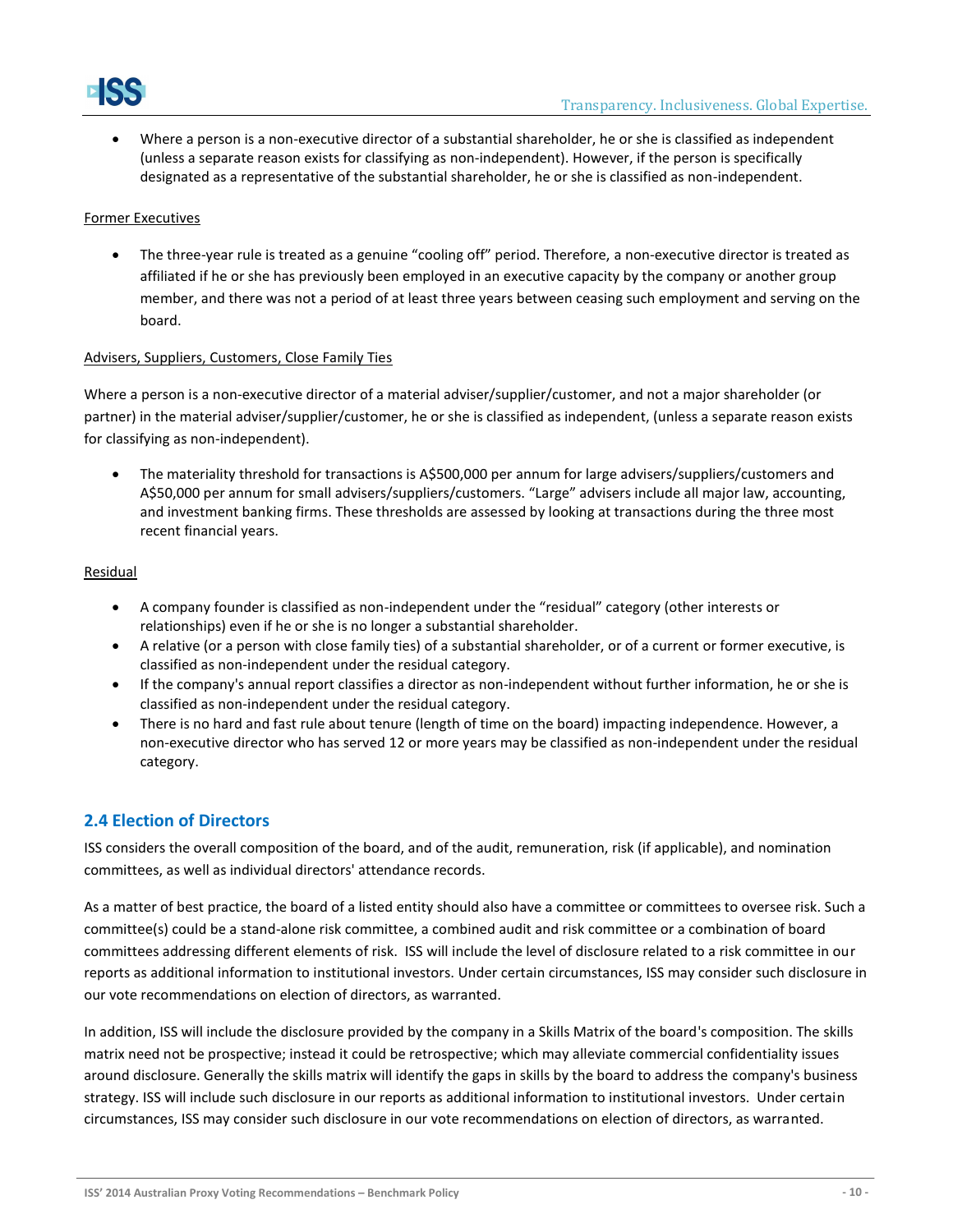- Where a person is a non-executive director of a substantial shareholder, he or she is classified as independent (unless a separate reason exists for classifying as non-independent). However, if the person is specifically designated as a representative of the substantial shareholder, he or she is classified as non-independent.

Former Executives

- The three-year rule is treated as a genuine "cooling off" period. Therefore, a non-executive director is treated as affiliated if he or she has previously been employed in an executive capacity by the company or another group member, and there was not a period of at least three years between ceasing such employment and serving on the board.

Advisers, Suppliers, Customers, Close Family Ties

Where a person is a non-executive director of a material adviser/supplier/customer, and not a major shareholder (or partner) in the material adviser/supplier/customer, he or she is classified as independent, (unless a separate reason exists for classifying as non-independent).

- The materiality threshold for transactions is A$500,000 per annum for large advisers/suppliers/customers and A$50,000 per annum for small advisers/suppliers/customers. "Large" advisers include all major law, accounting, and investment banking firms. These thresholds are assessed by looking at transactions during the three most recent financial years.

Residual

- A company founder is classified as non-independent under the "residual" category (other interests or relationships) even if he or she is no longer a substantial shareholder.
- A relative (or a person with close family ties) of a substantial shareholder, or of a current or former executive, is classified as non-independent under the residual category.
- If the company's annual report classifies a director as non-independent without further information, he or she is classified as non-independent under the residual category.
- There is no hard and fast rule about tenure (length of time on the board) impacting independence. However, a non-executive director who has served 12 or more years may be classified as non-independent under the residual category.

## 2.4 Election of Directors

ISS considers the overall composition of the board, and of the audit, remuneration, risk (if applicable), and nomination committees, as well as individual directors' attendance records.

As a matter of best practice, the board of a listed entity should also have a committee or committees to oversee risk. Such a committee(s) could be a stand-alone risk committee, a combined audit and risk committee or a combination of board committees addressing different elements of risk. ISS will include the level of disclosure related to a risk committee in our reports as additional information to institutional investors. Under certain circumstances, ISS may consider such disclosure in our vote recommendations on election of directors, as warranted.

In addition, ISS will include the disclosure provided by the company in a Skills Matrix of the board's composition. The skills matrix need not be prospective; instead it could be retrospective; which may alleviate commercial confidentiality issues around disclosure. Generally the skills matrix will identify the gaps in skills by the board to address the company's business strategy. ISS will include such disclosure in our reports as additional information to institutional investors. Under certain circumstances, ISS may consider such disclosure in our vote recommendations on election of directors, as warranted.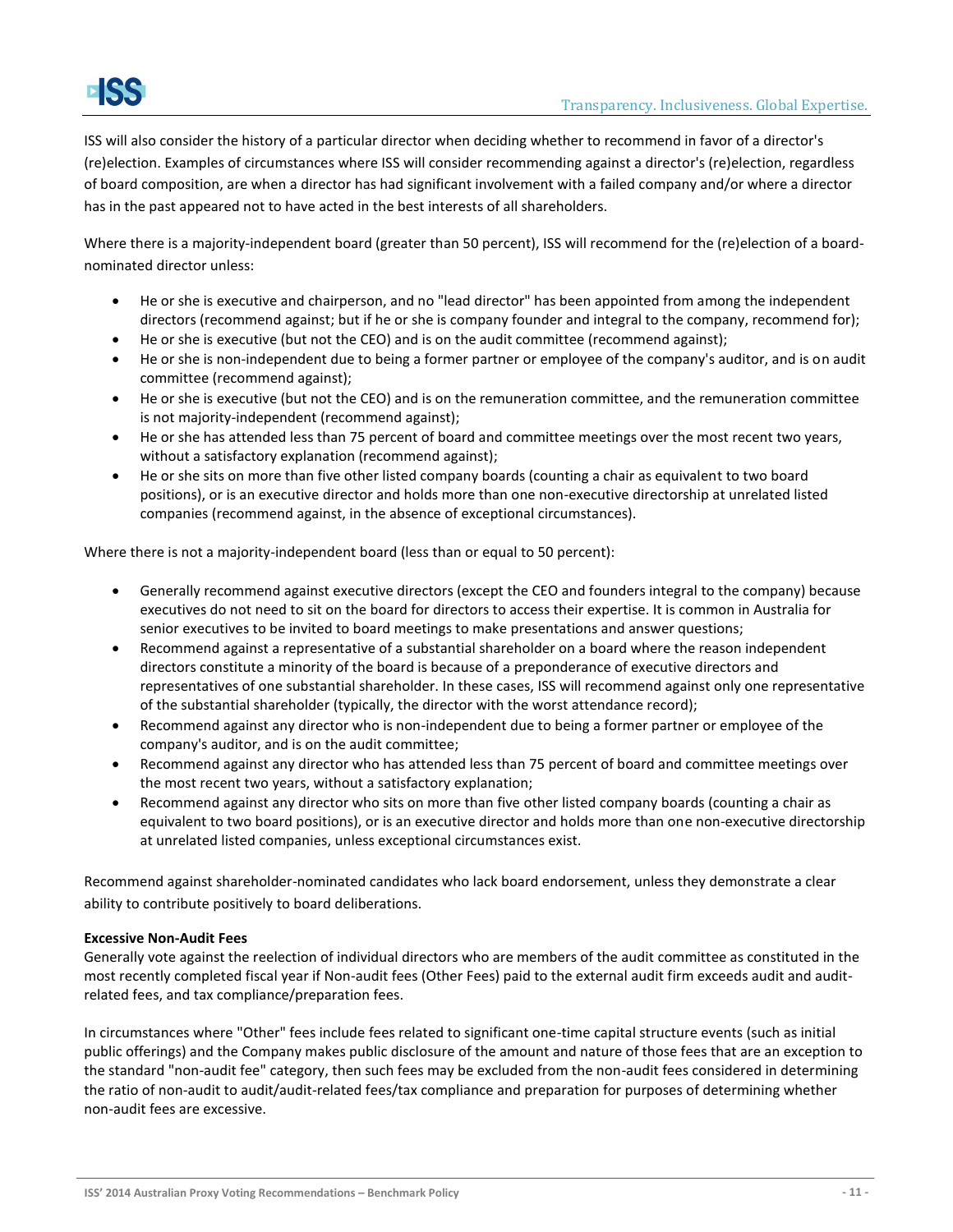ISS will also consider the history of a particular director when deciding whether to recommend in favor of a director's (re)election. Examples of circumstances where ISS will consider recommending against a director's (re)election, regardless of board composition, are when a director has had significant involvement with a failed company and/or where a director has in the past appeared not to have acted in the best interests of all shareholders.

Where there is a majority-independent board (greater than 50 percent), ISS will recommend for the (re)election of a board-nominated director unless:

- He or she is executive and chairperson, and no "lead director" has been appointed from among the independent directors (recommend against; but if he or she is company founder and integral to the company, recommend for);
- He or she is executive (but not the CEO) and is on the audit committee (recommend against);
- He or she is non-independent due to being a former partner or employee of the company's auditor, and is on audit committee (recommend against);
- He or she is executive (but not the CEO) and is on the remuneration committee, and the remuneration committee is not majority-independent (recommend against);
- He or she has attended less than 75 percent of board and committee meetings over the most recent two years, without a satisfactory explanation (recommend against);
- He or she sits on more than five other listed company boards (counting a chair as equivalent to two board positions), or is an executive director and holds more than one non-executive directorship at unrelated listed companies (recommend against, in the absence of exceptional circumstances).

Where there is not a majority-independent board (less than or equal to 50 percent):

- Generally recommend against executive directors (except the CEO and founders integral to the company) because executives do not need to sit on the board for directors to access their expertise. It is common in Australia for senior executives to be invited to board meetings to make presentations and answer questions;
- Recommend against a representative of a substantial shareholder on a board where the reason independent directors constitute a minority of the board is because of a preponderance of executive directors and representatives of one substantial shareholder. In these cases, ISS will recommend against only one representative of the substantial shareholder (typically, the director with the worst attendance record);
- Recommend against any director who is non-independent due to being a former partner or employee of the company's auditor, and is on the audit committee;
- Recommend against any director who has attended less than 75 percent of board and committee meetings over the most recent two years, without a satisfactory explanation;
- Recommend against any director who sits on more than five other listed company boards (counting a chair as equivalent to two board positions), or is an executive director and holds more than one non-executive directorship at unrelated listed companies, unless exceptional circumstances exist.

Recommend against shareholder-nominated candidates who lack board endorsement, unless they demonstrate a clear ability to contribute positively to board deliberations.

**Excessive Non-Audit Fees**

Generally vote against the reelection of individual directors who are members of the audit committee as constituted in the most recently completed fiscal year if Non-audit fees (Other Fees) paid to the external audit firm exceeds audit and audit-related fees, and tax compliance/preparation fees.

In circumstances where "Other" fees include fees related to significant one-time capital structure events (such as initial public offerings) and the Company makes public disclosure of the amount and nature of those fees that are an exception to the standard "non-audit fee" category, then such fees may be excluded from the non-audit fees considered in determining the ratio of non-audit to audit/audit-related fees/tax compliance and preparation for purposes of determining whether non-audit fees are excessive.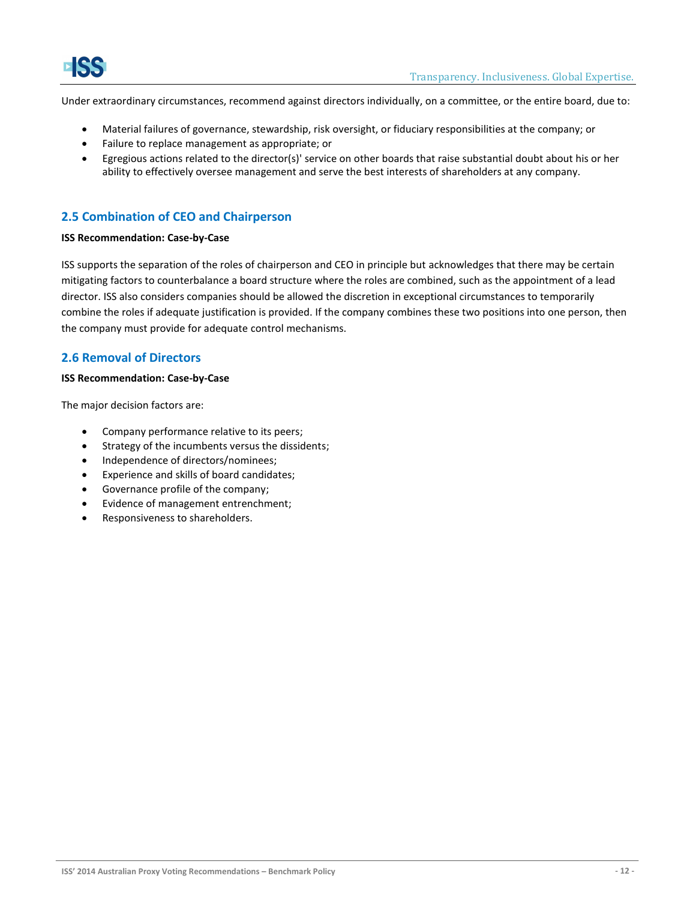Under extraordinary circumstances, recommend against directors individually, on a committee, or the entire board, due to:

- Material failures of governance, stewardship, risk oversight, or fiduciary responsibilities at the company; or
- Failure to replace management as appropriate; or
- Egregious actions related to the director(s)' service on other boards that raise substantial doubt about his or her ability to effectively oversee management and serve the best interests of shareholders at any company.

## 2.5 Combination of CEO and Chairperson

**ISS Recommendation: Case-by-Case**

ISS supports the separation of the roles of chairperson and CEO in principle but acknowledges that there may be certain mitigating factors to counterbalance a board structure where the roles are combined, such as the appointment of a lead director. ISS also considers companies should be allowed the discretion in exceptional circumstances to temporarily combine the roles if adequate justification is provided. If the company combines these two positions into one person, then the company must provide for adequate control mechanisms.

## 2.6 Removal of Directors

**ISS Recommendation: Case-by-Case**

The major decision factors are:

- Company performance relative to its peers;
- Strategy of the incumbents versus the dissidents;
- Independence of directors/nominees;
- Experience and skills of board candidates;
- Governance profile of the company;
- Evidence of management entrenchment;
- Responsiveness to shareholders.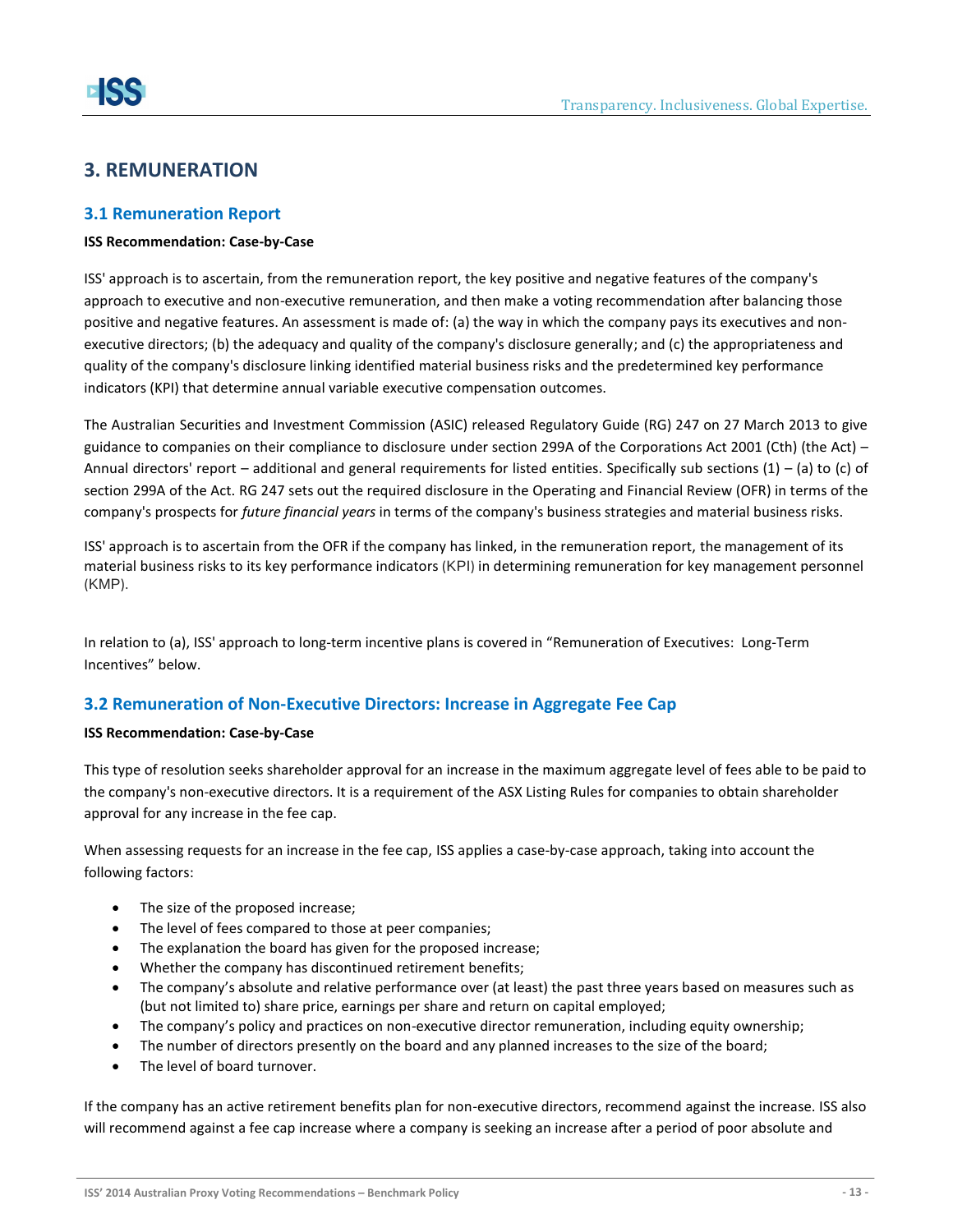## 3. REMUNERATION

### 3.1 Remuneration Report

**ISS Recommendation: Case-by-Case**

ISS' approach is to ascertain, from the remuneration report, the key positive and negative features of the company's approach to executive and non-executive remuneration, and then make a voting recommendation after balancing those positive and negative features. An assessment is made of: (a) the way in which the company pays its executives and non-executive directors; (b) the adequacy and quality of the company's disclosure generally; and (c) the appropriateness and quality of the company's disclosure linking identified material business risks and the predetermined key performance indicators (KPI) that determine annual variable executive compensation outcomes.

The Australian Securities and Investment Commission (ASIC) released Regulatory Guide (RG) 247 on 27 March 2013 to give guidance to companies on their compliance to disclosure under section 299A of the Corporations Act 2001 (Cth) (the Act) – Annual directors' report – additional and general requirements for listed entities. Specifically sub sections (1) – (a) to (c) of section 299A of the Act. RG 247 sets out the required disclosure in the Operating and Financial Review (OFR) in terms of the company's prospects for *future financial years* in terms of the company's business strategies and material business risks.

ISS' approach is to ascertain from the OFR if the company has linked, in the remuneration report, the management of its material business risks to its key performance indicators (KPI) in determining remuneration for key management personnel (KMP).

In relation to (a), ISS' approach to long-term incentive plans is covered in "Remuneration of Executives: Long-Term Incentives" below.

### 3.2 Remuneration of Non-Executive Directors: Increase in Aggregate Fee Cap

**ISS Recommendation: Case-by-Case**

This type of resolution seeks shareholder approval for an increase in the maximum aggregate level of fees able to be paid to the company's non-executive directors. It is a requirement of the ASX Listing Rules for companies to obtain shareholder approval for any increase in the fee cap.

When assessing requests for an increase in the fee cap, ISS applies a case-by-case approach, taking into account the following factors:

- The size of the proposed increase;
- The level of fees compared to those at peer companies;
- The explanation the board has given for the proposed increase;
- Whether the company has discontinued retirement benefits;
- The company's absolute and relative performance over (at least) the past three years based on measures such as (but not limited to) share price, earnings per share and return on capital employed;
- The company's policy and practices on non-executive director remuneration, including equity ownership;
- The number of directors presently on the board and any planned increases to the size of the board;
- The level of board turnover.

If the company has an active retirement benefits plan for non-executive directors, recommend against the increase. ISS also will recommend against a fee cap increase where a company is seeking an increase after a period of poor absolute and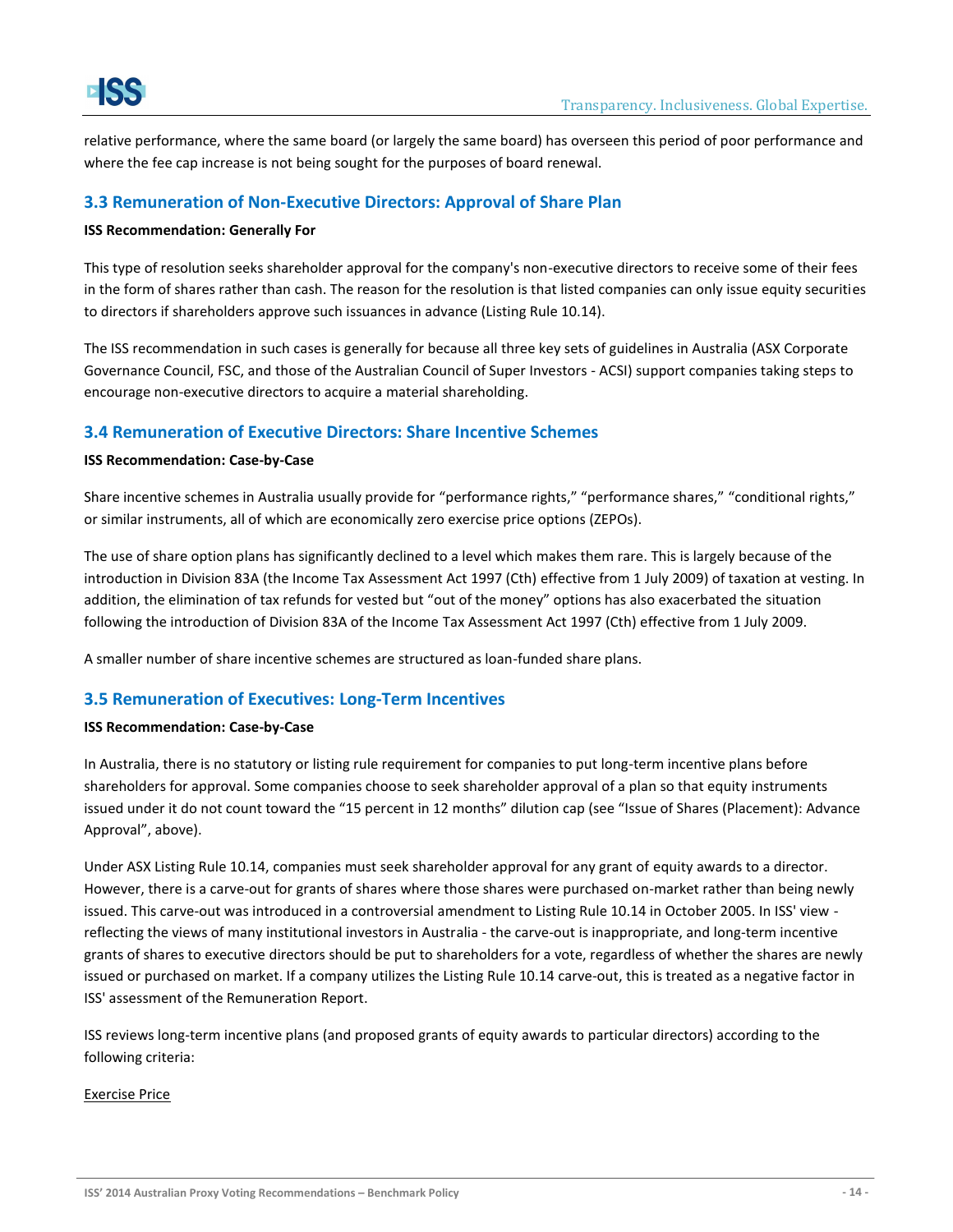relative performance, where the same board (or largely the same board) has overseen this period of poor performance and where the fee cap increase is not being sought for the purposes of board renewal.

### 3.3 Remuneration of Non-Executive Directors: Approval of Share Plan

**ISS Recommendation: Generally For**

This type of resolution seeks shareholder approval for the company's non-executive directors to receive some of their fees in the form of shares rather than cash. The reason for the resolution is that listed companies can only issue equity securities to directors if shareholders approve such issuances in advance (Listing Rule 10.14).

The ISS recommendation in such cases is generally for because all three key sets of guidelines in Australia (ASX Corporate Governance Council, FSC, and those of the Australian Council of Super Investors - ACSI) support companies taking steps to encourage non-executive directors to acquire a material shareholding.

### 3.4 Remuneration of Executive Directors: Share Incentive Schemes

**ISS Recommendation: Case-by-Case**

Share incentive schemes in Australia usually provide for "performance rights," "performance shares," "conditional rights," or similar instruments, all of which are economically zero exercise price options (ZEPOs).

The use of share option plans has significantly declined to a level which makes them rare. This is largely because of the introduction in Division 83A (the Income Tax Assessment Act 1997 (Cth) effective from 1 July 2009) of taxation at vesting. In addition, the elimination of tax refunds for vested but "out of the money" options has also exacerbated the situation following the introduction of Division 83A of the Income Tax Assessment Act 1997 (Cth) effective from 1 July 2009.

A smaller number of share incentive schemes are structured as loan-funded share plans.

### 3.5 Remuneration of Executives: Long-Term Incentives

**ISS Recommendation: Case-by-Case**

In Australia, there is no statutory or listing rule requirement for companies to put long-term incentive plans before shareholders for approval. Some companies choose to seek shareholder approval of a plan so that equity instruments issued under it do not count toward the "15 percent in 12 months" dilution cap (see "Issue of Shares (Placement): Advance Approval", above).

Under ASX Listing Rule 10.14, companies must seek shareholder approval for any grant of equity awards to a director. However, there is a carve-out for grants of shares where those shares were purchased on-market rather than being newly issued. This carve-out was introduced in a controversial amendment to Listing Rule 10.14 in October 2005. In ISS' view - reflecting the views of many institutional investors in Australia - the carve-out is inappropriate, and long-term incentive grants of shares to executive directors should be put to shareholders for a vote, regardless of whether the shares are newly issued or purchased on market. If a company utilizes the Listing Rule 10.14 carve-out, this is treated as a negative factor in ISS' assessment of the Remuneration Report.

ISS reviews long-term incentive plans (and proposed grants of equity awards to particular directors) according to the following criteria:

<u>Exercise Price</u>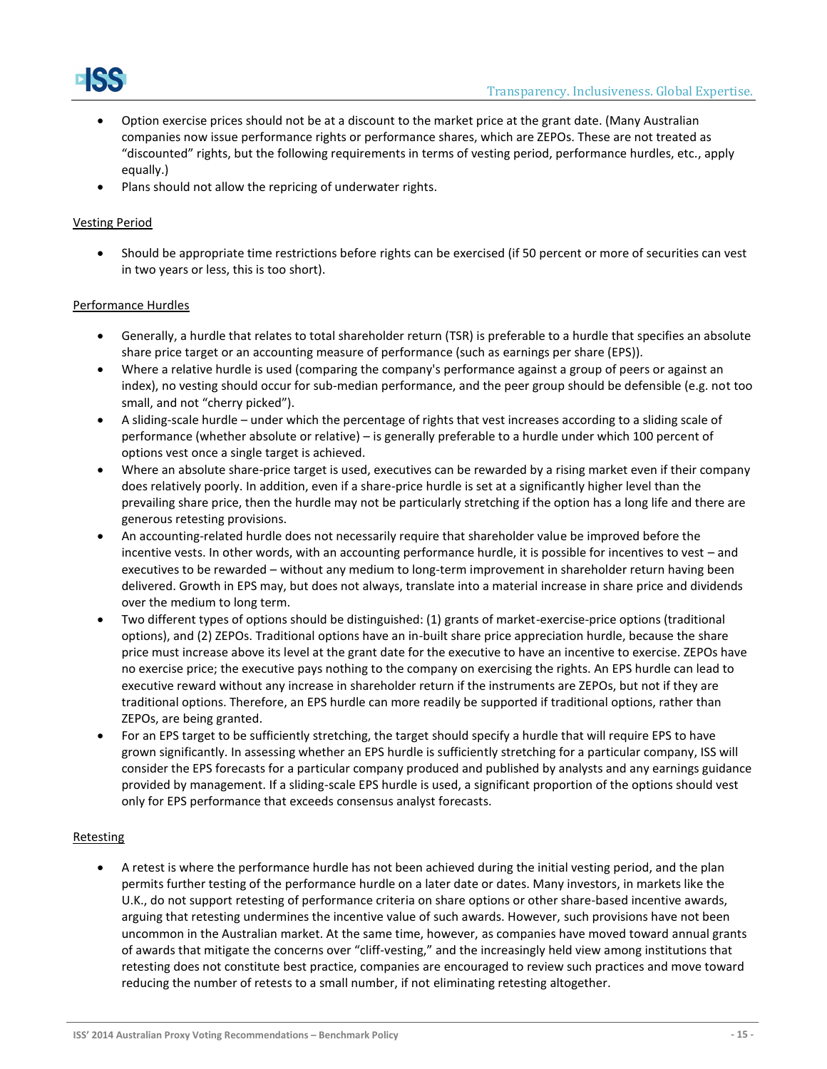- Option exercise prices should not be at a discount to the market price at the grant date. (Many Australian companies now issue performance rights or performance shares, which are ZEPOs. These are not treated as "discounted" rights, but the following requirements in terms of vesting period, performance hurdles, etc., apply equally.)
- Plans should not allow the repricing of underwater rights.

<u>Vesting Period</u>

- Should be appropriate time restrictions before rights can be exercised (if 50 percent or more of securities can vest in two years or less, this is too short).

<u>Performance Hurdles</u>

- Generally, a hurdle that relates to total shareholder return (TSR) is preferable to a hurdle that specifies an absolute share price target or an accounting measure of performance (such as earnings per share (EPS)).
- Where a relative hurdle is used (comparing the company's performance against a group of peers or against an index), no vesting should occur for sub-median performance, and the peer group should be defensible (e.g. not too small, and not "cherry picked").
- A sliding-scale hurdle – under which the percentage of rights that vest increases according to a sliding scale of performance (whether absolute or relative) – is generally preferable to a hurdle under which 100 percent of options vest once a single target is achieved.
- Where an absolute share-price target is used, executives can be rewarded by a rising market even if their company does relatively poorly. In addition, even if a share-price hurdle is set at a significantly higher level than the prevailing share price, then the hurdle may not be particularly stretching if the option has a long life and there are generous retesting provisions.
- An accounting-related hurdle does not necessarily require that shareholder value be improved before the incentive vests. In other words, with an accounting performance hurdle, it is possible for incentives to vest – and executives to be rewarded – without any medium to long-term improvement in shareholder return having been delivered. Growth in EPS may, but does not always, translate into a material increase in share price and dividends over the medium to long term.
- Two different types of options should be distinguished: (1) grants of market-exercise-price options (traditional options), and (2) ZEPOs. Traditional options have an in-built share price appreciation hurdle, because the share price must increase above its level at the grant date for the executive to have an incentive to exercise. ZEPOs have no exercise price; the executive pays nothing to the company on exercising the rights. An EPS hurdle can lead to executive reward without any increase in shareholder return if the instruments are ZEPOs, but not if they are traditional options. Therefore, an EPS hurdle can more readily be supported if traditional options, rather than ZEPOs, are being granted.
- For an EPS target to be sufficiently stretching, the target should specify a hurdle that will require EPS to have grown significantly. In assessing whether an EPS hurdle is sufficiently stretching for a particular company, ISS will consider the EPS forecasts for a particular company produced and published by analysts and any earnings guidance provided by management. If a sliding-scale EPS hurdle is used, a significant proportion of the options should vest only for EPS performance that exceeds consensus analyst forecasts.

<u>Retesting</u>

- A retest is where the performance hurdle has not been achieved during the initial vesting period, and the plan permits further testing of the performance hurdle on a later date or dates. Many investors, in markets like the U.K., do not support retesting of performance criteria on share options or other share-based incentive awards, arguing that retesting undermines the incentive value of such awards. However, such provisions have not been uncommon in the Australian market. At the same time, however, as companies have moved toward annual grants of awards that mitigate the concerns over "cliff-vesting," and the increasingly held view among institutions that retesting does not constitute best practice, companies are encouraged to review such practices and move toward reducing the number of retests to a small number, if not eliminating retesting altogether.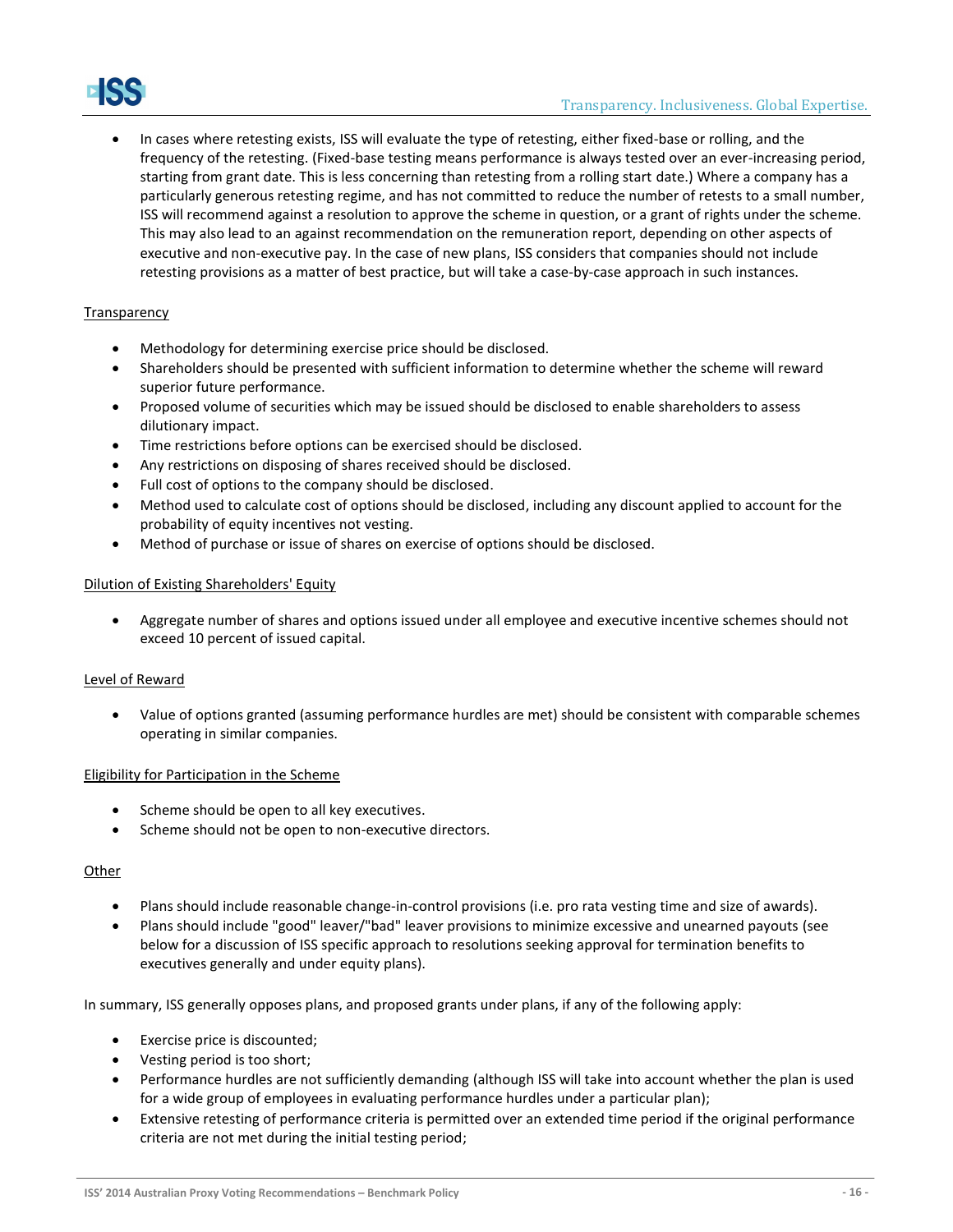- In cases where retesting exists, ISS will evaluate the type of retesting, either fixed-base or rolling, and the frequency of the retesting. (Fixed-base testing means performance is always tested over an ever-increasing period, starting from grant date. This is less concerning than retesting from a rolling start date.) Where a company has a particularly generous retesting regime, and has not committed to reduce the number of retests to a small number, ISS will recommend against a resolution to approve the scheme in question, or a grant of rights under the scheme. This may also lead to an against recommendation on the remuneration report, depending on other aspects of executive and non-executive pay. In the case of new plans, ISS considers that companies should not include retesting provisions as a matter of best practice, but will take a case-by-case approach in such instances.

<u>Transparency</u>

- Methodology for determining exercise price should be disclosed.
- Shareholders should be presented with sufficient information to determine whether the scheme will reward superior future performance.
- Proposed volume of securities which may be issued should be disclosed to enable shareholders to assess dilutionary impact.
- Time restrictions before options can be exercised should be disclosed.
- Any restrictions on disposing of shares received should be disclosed.
- Full cost of options to the company should be disclosed.
- Method used to calculate cost of options should be disclosed, including any discount applied to account for the probability of equity incentives not vesting.
- Method of purchase or issue of shares on exercise of options should be disclosed.

<u>Dilution of Existing Shareholders' Equity</u>

- Aggregate number of shares and options issued under all employee and executive incentive schemes should not exceed 10 percent of issued capital.

<u>Level of Reward</u>

- Value of options granted (assuming performance hurdles are met) should be consistent with comparable schemes operating in similar companies.

<u>Eligibility for Participation in the Scheme</u>

- Scheme should be open to all key executives.
- Scheme should not be open to non-executive directors.

<u>Other</u>

- Plans should include reasonable change-in-control provisions (i.e. pro rata vesting time and size of awards).
- Plans should include "good" leaver/"bad" leaver provisions to minimize excessive and unearned payouts (see below for a discussion of ISS specific approach to resolutions seeking approval for termination benefits to executives generally and under equity plans).

In summary, ISS generally opposes plans, and proposed grants under plans, if any of the following apply:

- Exercise price is discounted;
- Vesting period is too short;
- Performance hurdles are not sufficiently demanding (although ISS will take into account whether the plan is used for a wide group of employees in evaluating performance hurdles under a particular plan);
- Extensive retesting of performance criteria is permitted over an extended time period if the original performance criteria are not met during the initial testing period;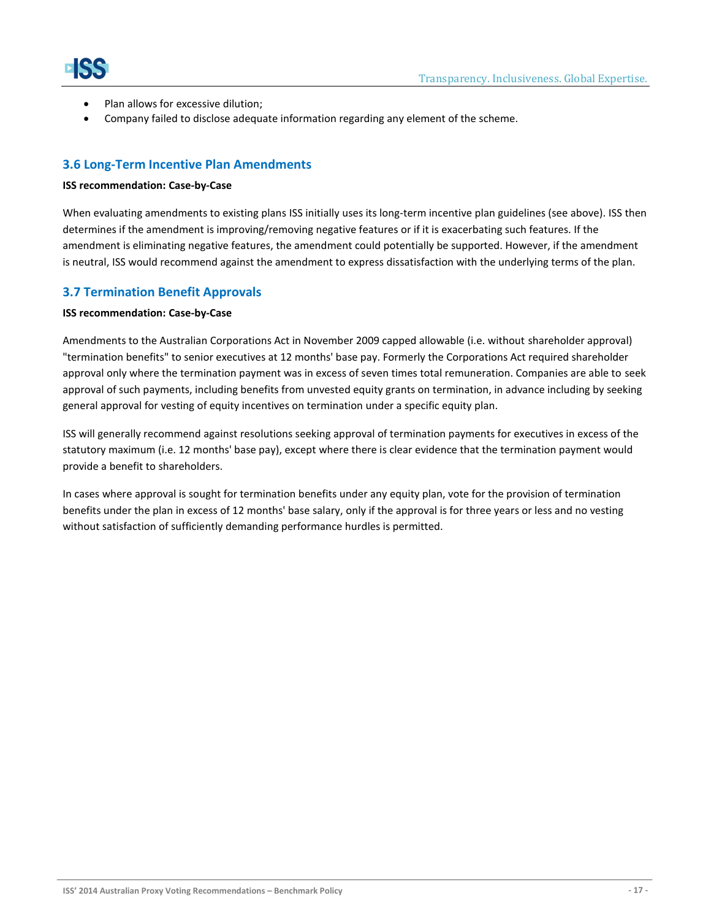- Plan allows for excessive dilution;
- Company failed to disclose adequate information regarding any element of the scheme.

## 3.6 Long-Term Incentive Plan Amendments

**ISS recommendation: Case-by-Case**

When evaluating amendments to existing plans ISS initially uses its long-term incentive plan guidelines (see above). ISS then determines if the amendment is improving/removing negative features or if it is exacerbating such features. If the amendment is eliminating negative features, the amendment could potentially be supported. However, if the amendment is neutral, ISS would recommend against the amendment to express dissatisfaction with the underlying terms of the plan.

## 3.7 Termination Benefit Approvals

**ISS recommendation: Case-by-Case**

Amendments to the Australian Corporations Act in November 2009 capped allowable (i.e. without shareholder approval) "termination benefits" to senior executives at 12 months' base pay. Formerly the Corporations Act required shareholder approval only where the termination payment was in excess of seven times total remuneration. Companies are able to seek approval of such payments, including benefits from unvested equity grants on termination, in advance including by seeking general approval for vesting of equity incentives on termination under a specific equity plan.

ISS will generally recommend against resolutions seeking approval of termination payments for executives in excess of the statutory maximum (i.e. 12 months' base pay), except where there is clear evidence that the termination payment would provide a benefit to shareholders.

In cases where approval is sought for termination benefits under any equity plan, vote for the provision of termination benefits under the plan in excess of 12 months' base salary, only if the approval is for three years or less and no vesting without satisfaction of sufficiently demanding performance hurdles is permitted.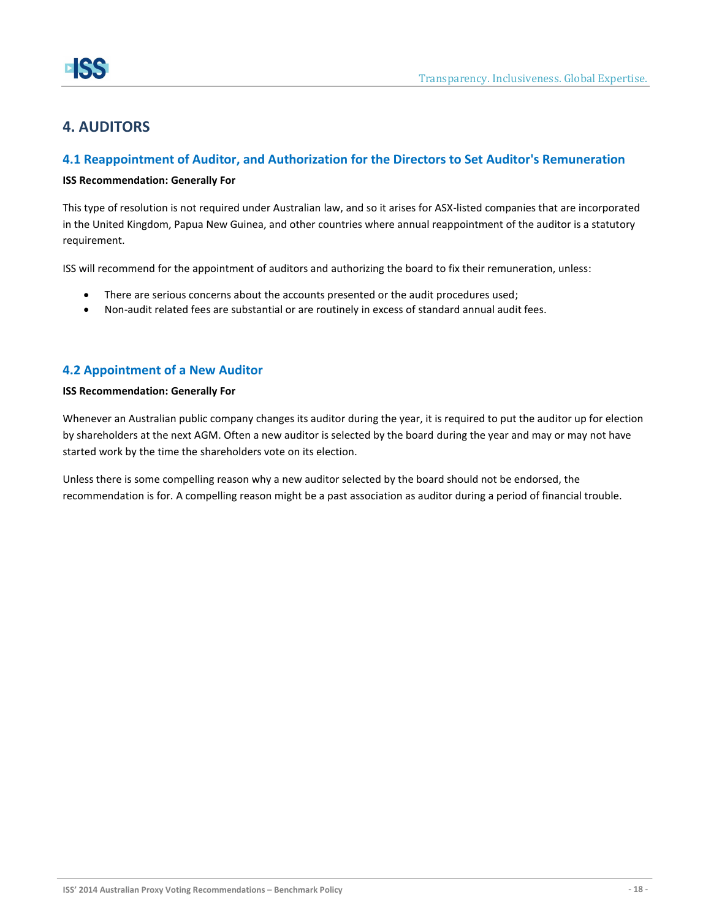## 4. AUDITORS

### 4.1 Reappointment of Auditor, and Authorization for the Directors to Set Auditor's Remuneration

**ISS Recommendation: Generally For**

This type of resolution is not required under Australian law, and so it arises for ASX-listed companies that are incorporated in the United Kingdom, Papua New Guinea, and other countries where annual reappointment of the auditor is a statutory requirement.

ISS will recommend for the appointment of auditors and authorizing the board to fix their remuneration, unless:

- There are serious concerns about the accounts presented or the audit procedures used;
- Non-audit related fees are substantial or are routinely in excess of standard annual audit fees.

### 4.2 Appointment of a New Auditor

**ISS Recommendation: Generally For**

Whenever an Australian public company changes its auditor during the year, it is required to put the auditor up for election by shareholders at the next AGM. Often a new auditor is selected by the board during the year and may or may not have started work by the time the shareholders vote on its election.

Unless there is some compelling reason why a new auditor selected by the board should not be endorsed, the recommendation is for. A compelling reason might be a past association as auditor during a period of financial trouble.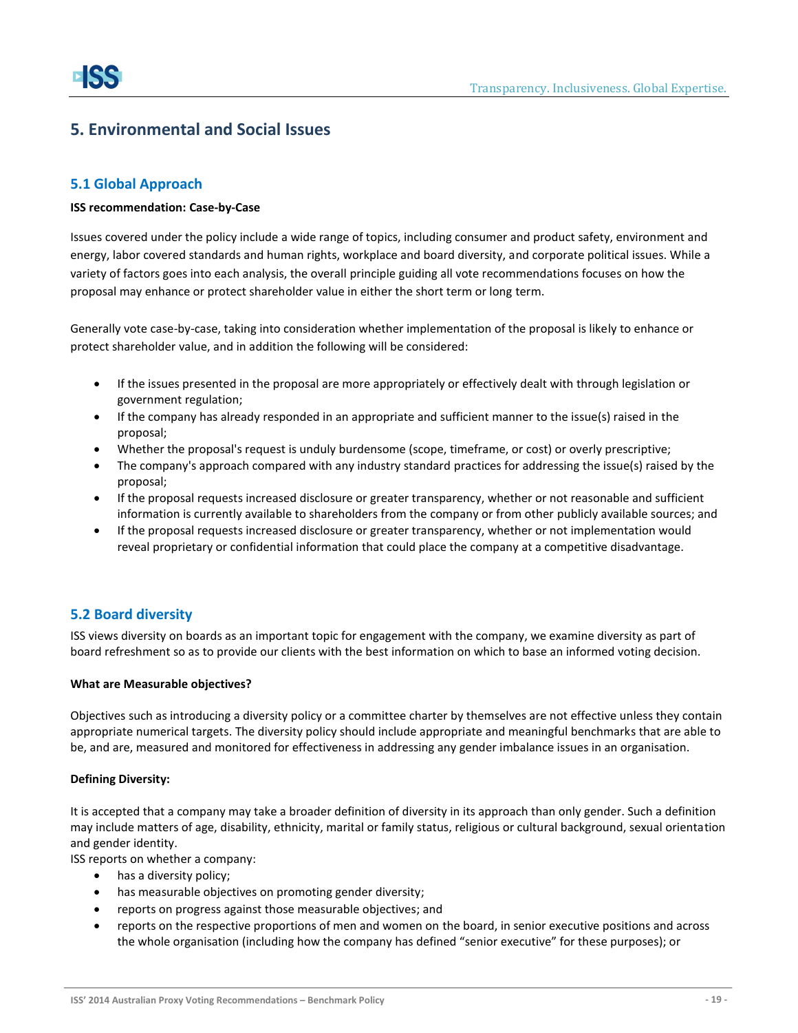## 5. Environmental and Social Issues

### 5.1 Global Approach

**ISS recommendation: Case-by-Case**

Issues covered under the policy include a wide range of topics, including consumer and product safety, environment and energy, labor covered standards and human rights, workplace and board diversity, and corporate political issues. While a variety of factors goes into each analysis, the overall principle guiding all vote recommendations focuses on how the proposal may enhance or protect shareholder value in either the short term or long term.

Generally vote case-by-case, taking into consideration whether implementation of the proposal is likely to enhance or protect shareholder value, and in addition the following will be considered:

- If the issues presented in the proposal are more appropriately or effectively dealt with through legislation or government regulation;
- If the company has already responded in an appropriate and sufficient manner to the issue(s) raised in the proposal;
- Whether the proposal's request is unduly burdensome (scope, timeframe, or cost) or overly prescriptive;
- The company's approach compared with any industry standard practices for addressing the issue(s) raised by the proposal;
- If the proposal requests increased disclosure or greater transparency, whether or not reasonable and sufficient information is currently available to shareholders from the company or from other publicly available sources; and
- If the proposal requests increased disclosure or greater transparency, whether or not implementation would reveal proprietary or confidential information that could place the company at a competitive disadvantage.

### 5.2 Board diversity

ISS views diversity on boards as an important topic for engagement with the company, we examine diversity as part of board refreshment so as to provide our clients with the best information on which to base an informed voting decision.

**What are Measurable objectives?**

Objectives such as introducing a diversity policy or a committee charter by themselves are not effective unless they contain appropriate numerical targets. The diversity policy should include appropriate and meaningful benchmarks that are able to be, and are, measured and monitored for effectiveness in addressing any gender imbalance issues in an organisation.

**Defining Diversity:**

It is accepted that a company may take a broader definition of diversity in its approach than only gender. Such a definition may include matters of age, disability, ethnicity, marital or family status, religious or cultural background, sexual orientation and gender identity.

ISS reports on whether a company:

- has a diversity policy;
- has measurable objectives on promoting gender diversity;
- reports on progress against those measurable objectives; and
- reports on the respective proportions of men and women on the board, in senior executive positions and across the whole organisation (including how the company has defined "senior executive" for these purposes); or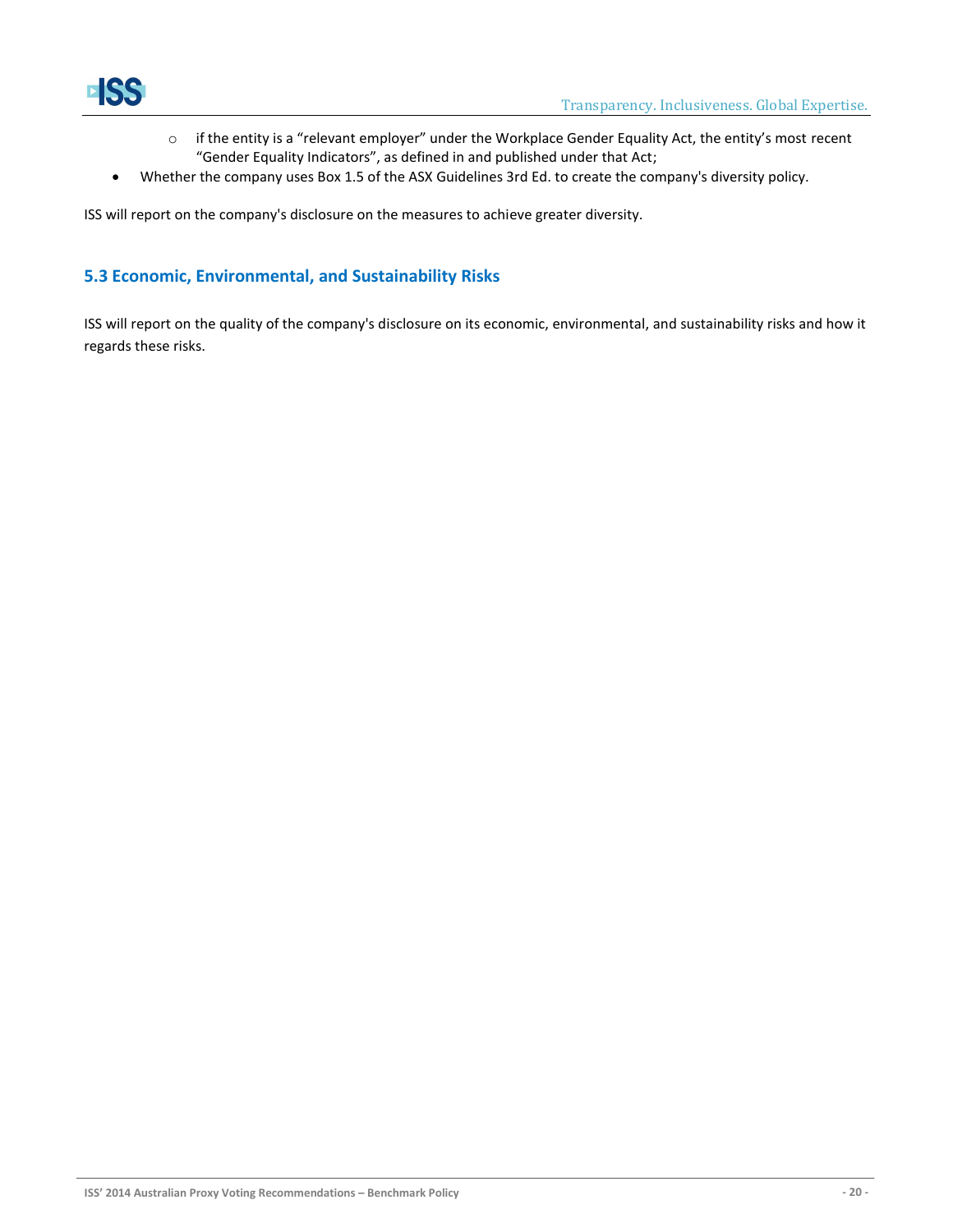- if the entity is a "relevant employer" under the Workplace Gender Equality Act, the entity's most recent "Gender Equality Indicators", as defined in and published under that Act;
- Whether the company uses Box 1.5 of the ASX Guidelines 3rd Ed. to create the company's diversity policy.

ISS will report on the company's disclosure on the measures to achieve greater diversity.

## 5.3 Economic, Environmental, and Sustainability Risks

ISS will report on the quality of the company's disclosure on its economic, environmental, and sustainability risks and how it regards these risks.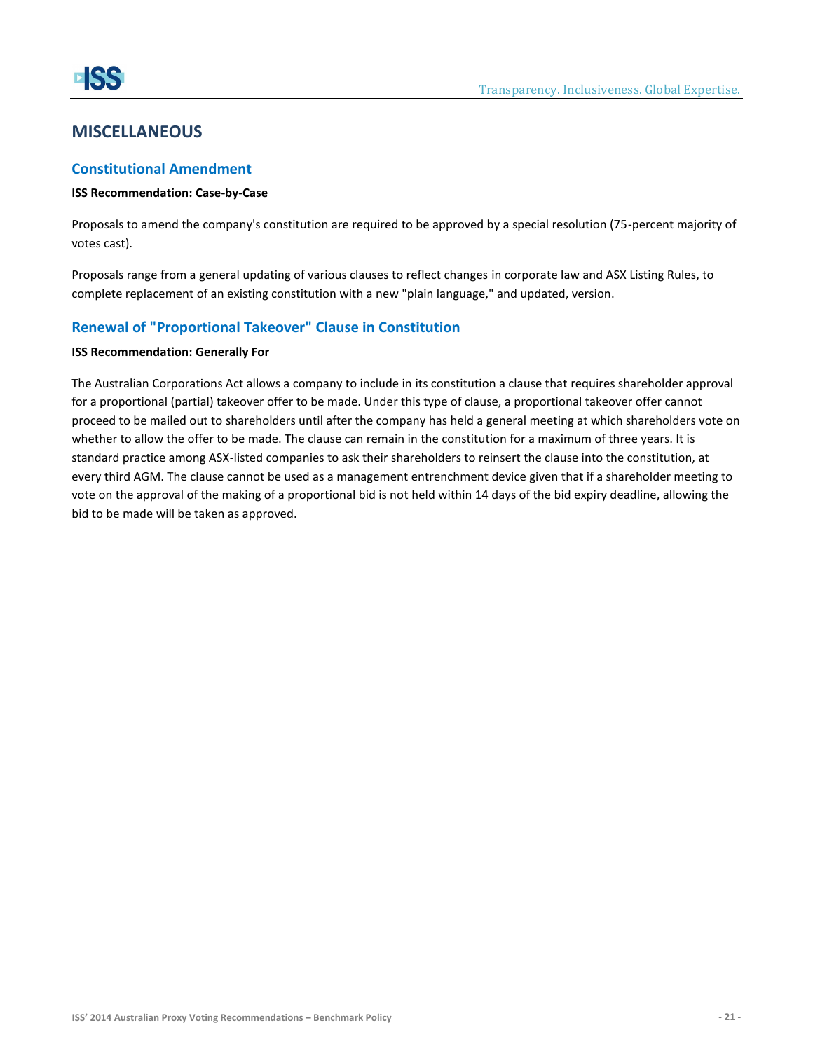# MISCELLANEOUS

## Constitutional Amendment

**ISS Recommendation: Case-by-Case**

Proposals to amend the company's constitution are required to be approved by a special resolution (75-percent majority of votes cast).

Proposals range from a general updating of various clauses to reflect changes in corporate law and ASX Listing Rules, to complete replacement of an existing constitution with a new "plain language," and updated, version.

## Renewal of "Proportional Takeover" Clause in Constitution

**ISS Recommendation: Generally For**

The Australian Corporations Act allows a company to include in its constitution a clause that requires shareholder approval for a proportional (partial) takeover offer to be made. Under this type of clause, a proportional takeover offer cannot proceed to be mailed out to shareholders until after the company has held a general meeting at which shareholders vote on whether to allow the offer to be made. The clause can remain in the constitution for a maximum of three years. It is standard practice among ASX-listed companies to ask their shareholders to reinsert the clause into the constitution, at every third AGM. The clause cannot be used as a management entrenchment device given that if a shareholder meeting to vote on the approval of the making of a proportional bid is not held within 14 days of the bid expiry deadline, allowing the bid to be made will be taken as approved.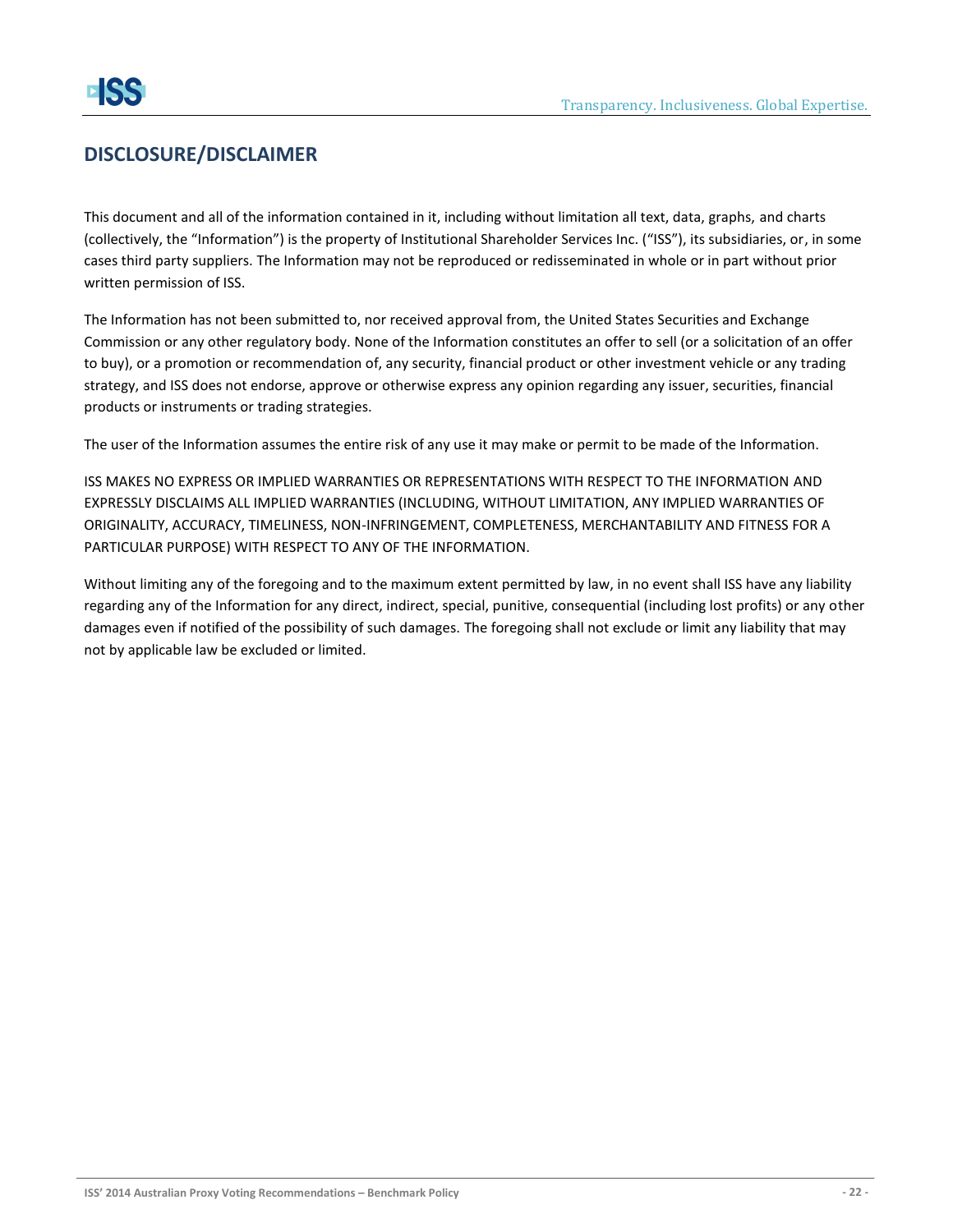## DISCLOSURE/DISCLAIMER

This document and all of the information contained in it, including without limitation all text, data, graphs, and charts (collectively, the "Information") is the property of Institutional Shareholder Services Inc. ("ISS"), its subsidiaries, or, in some cases third party suppliers. The Information may not be reproduced or redisseminated in whole or in part without prior written permission of ISS.

The Information has not been submitted to, nor received approval from, the United States Securities and Exchange Commission or any other regulatory body. None of the Information constitutes an offer to sell (or a solicitation of an offer to buy), or a promotion or recommendation of, any security, financial product or other investment vehicle or any trading strategy, and ISS does not endorse, approve or otherwise express any opinion regarding any issuer, securities, financial products or instruments or trading strategies.

The user of the Information assumes the entire risk of any use it may make or permit to be made of the Information.

ISS MAKES NO EXPRESS OR IMPLIED WARRANTIES OR REPRESENTATIONS WITH RESPECT TO THE INFORMATION AND EXPRESSLY DISCLAIMS ALL IMPLIED WARRANTIES (INCLUDING, WITHOUT LIMITATION, ANY IMPLIED WARRANTIES OF ORIGINALITY, ACCURACY, TIMELINESS, NON-INFRINGEMENT, COMPLETENESS, MERCHANTABILITY AND FITNESS FOR A PARTICULAR PURPOSE) WITH RESPECT TO ANY OF THE INFORMATION.

Without limiting any of the foregoing and to the maximum extent permitted by law, in no event shall ISS have any liability regarding any of the Information for any direct, indirect, special, punitive, consequential (including lost profits) or any other damages even if notified of the possibility of such damages. The foregoing shall not exclude or limit any liability that may not by applicable law be excluded or limited.